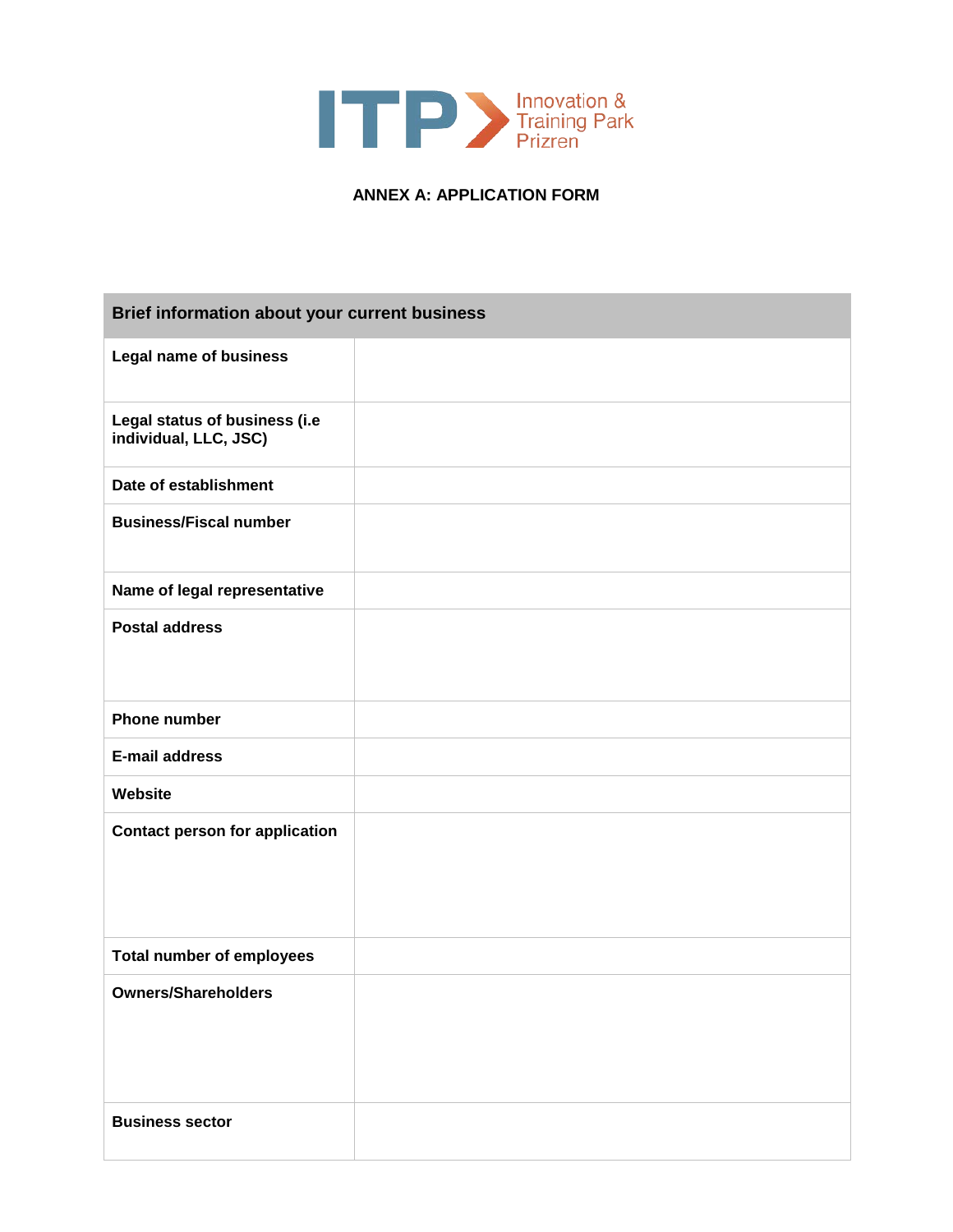ITP Innovation & Training Park Prizren

**ANNEX A: APPLICATION FORM**

| Brief information about your current business | |
|---|---|
| **Legal name of business** | |
| **Legal status of business (i.e individual, LLC, JSC)** | |
| **Date of establishment** | |
| **Business/Fiscal number** | |
| **Name of legal representative** | |
| **Postal address** | |
| **Phone number** | |
| **E-mail address** | |
| **Website** | |
| **Contact person for application** | |
| **Total number of employees** | |
| **Owners/Shareholders** | |
| **Business sector** | |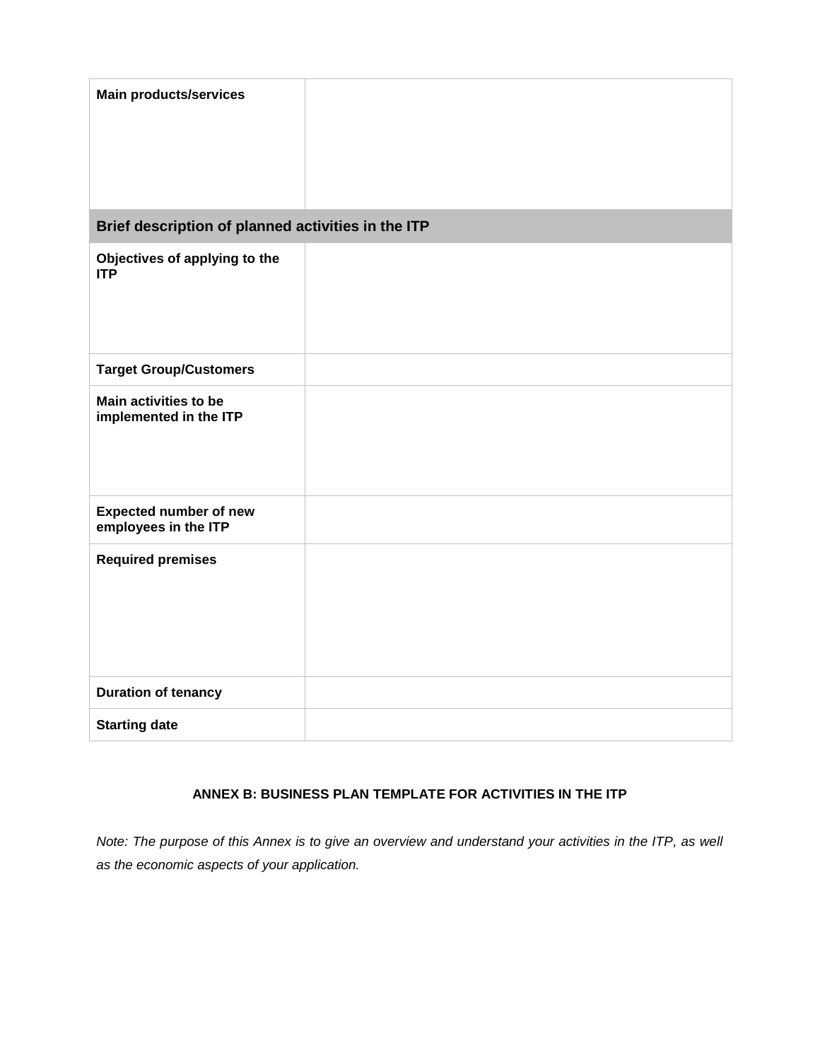| Main products/services | |
|---|---|
| **Brief description of planned activities in the ITP** | |
| **Objectives of applying to the ITP** | |
| **Target Group/Customers** | |
| **Main activities to be implemented in the ITP** | |
| **Expected number of new employees in the ITP** | |
| **Required premises** | |
| **Duration of tenancy** | |
| **Starting date** | |

**ANNEX B: BUSINESS PLAN TEMPLATE FOR ACTIVITIES IN THE ITP**

*Note: The purpose of this Annex is to give an overview and understand your activities in the ITP, as well as the economic aspects of your application.*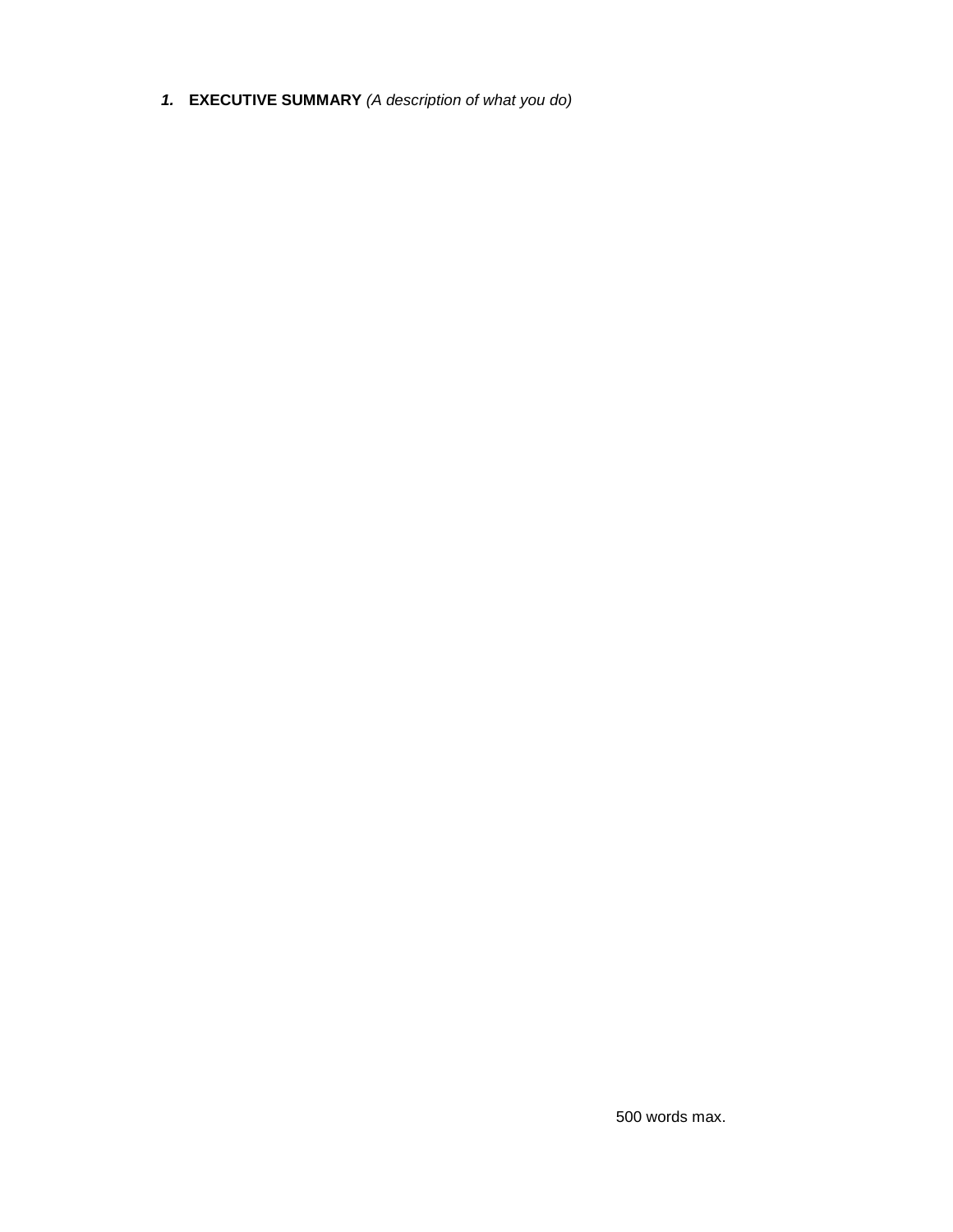## ***1.*** **EXECUTIVE SUMMARY** *(A description of what you do)*

500 words max.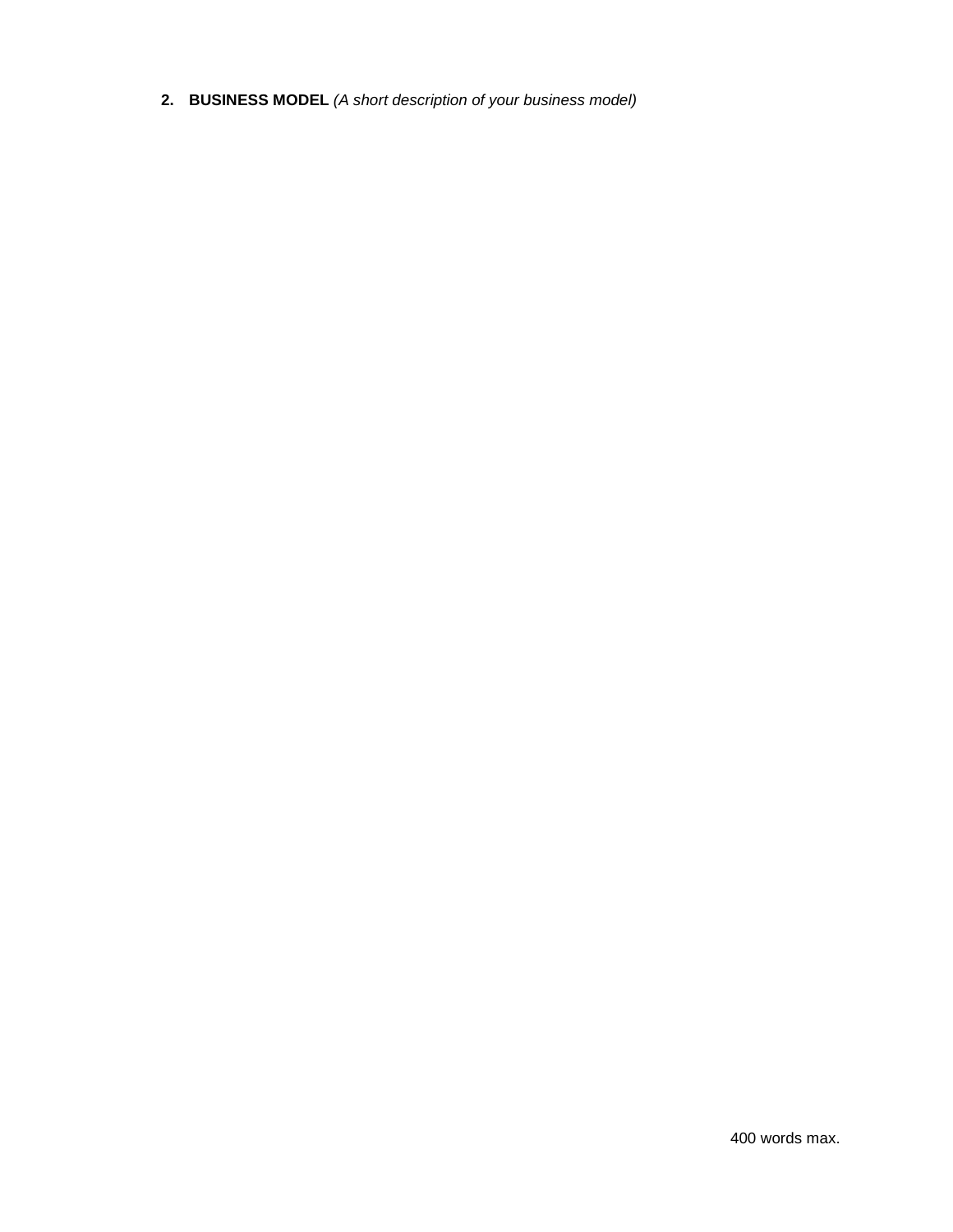2. **BUSINESS MODEL** *(A short description of your business model)*

400 words max.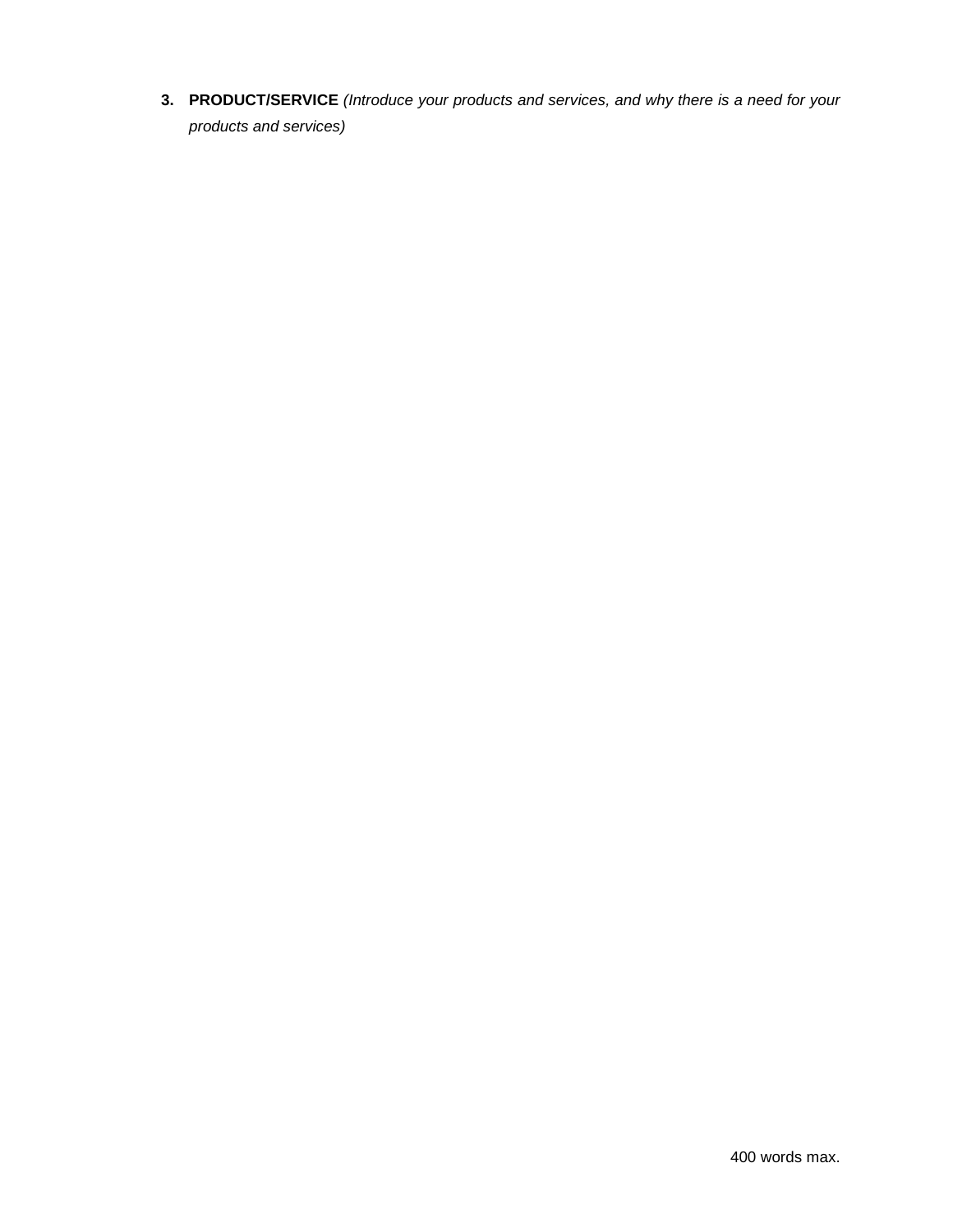3. **PRODUCT/SERVICE** *(Introduce your products and services, and why there is a need for your products and services)*

400 words max.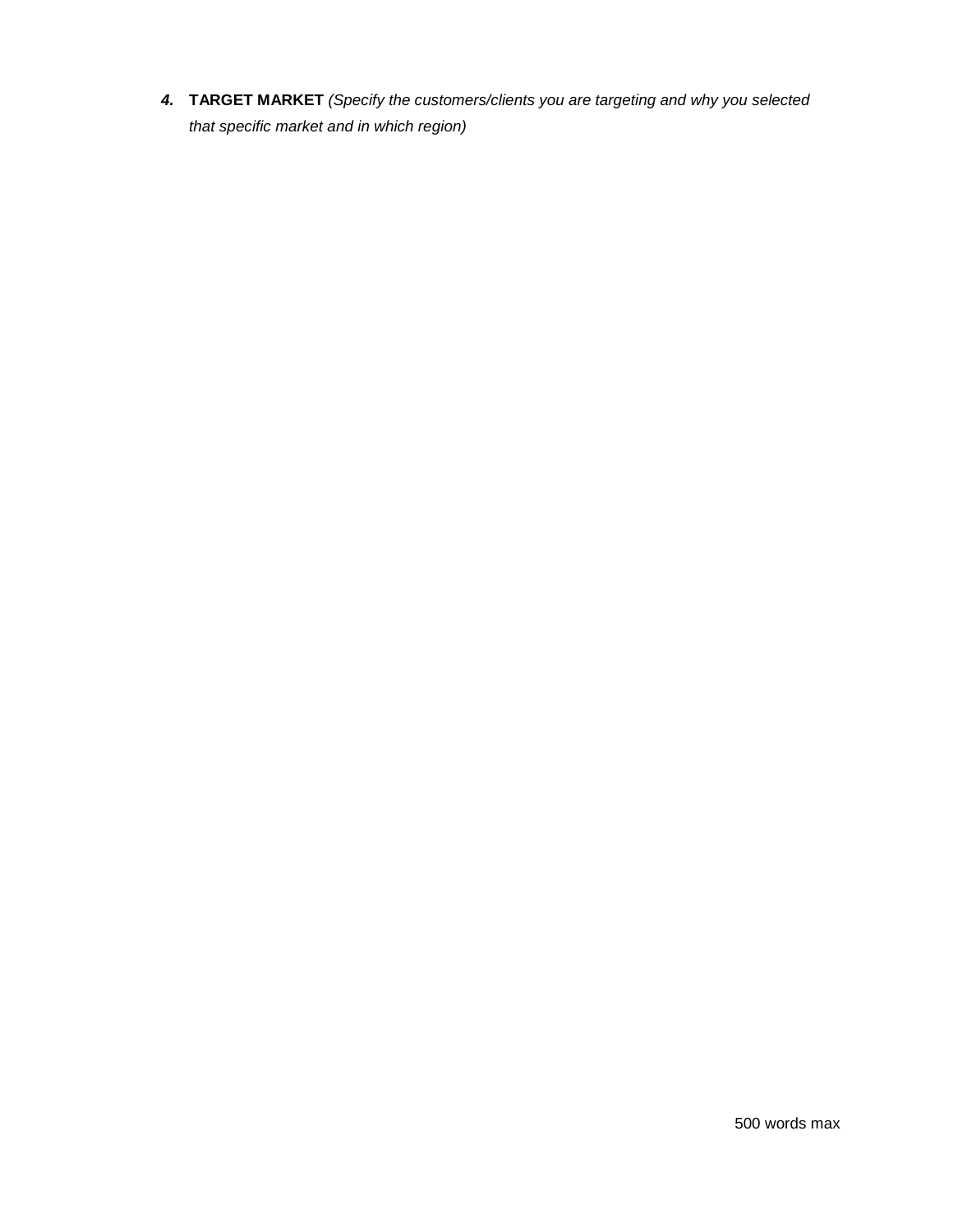***4.*** **TARGET MARKET** *(Specify the customers/clients you are targeting and why you selected that specific market and in which region)*

500 words max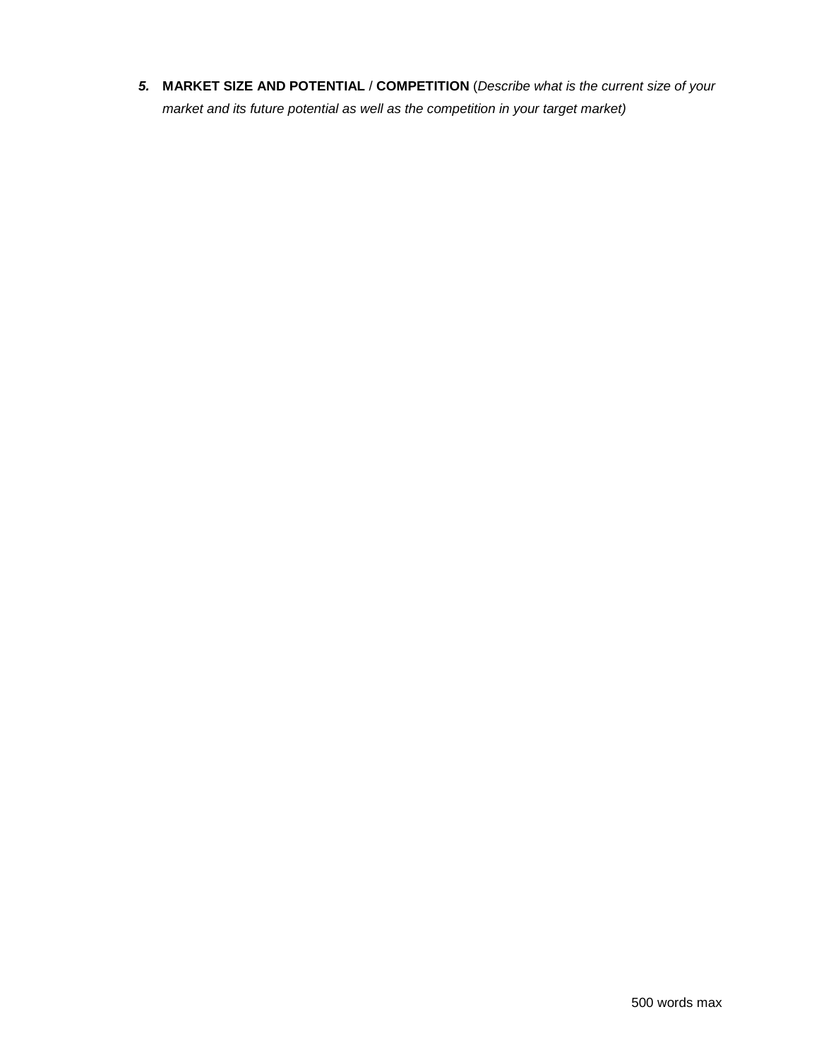***5.*** **MARKET SIZE AND POTENTIAL** / **COMPETITION** (*Describe what is the current size of your market and its future potential as well as the competition in your target market)*

500 words max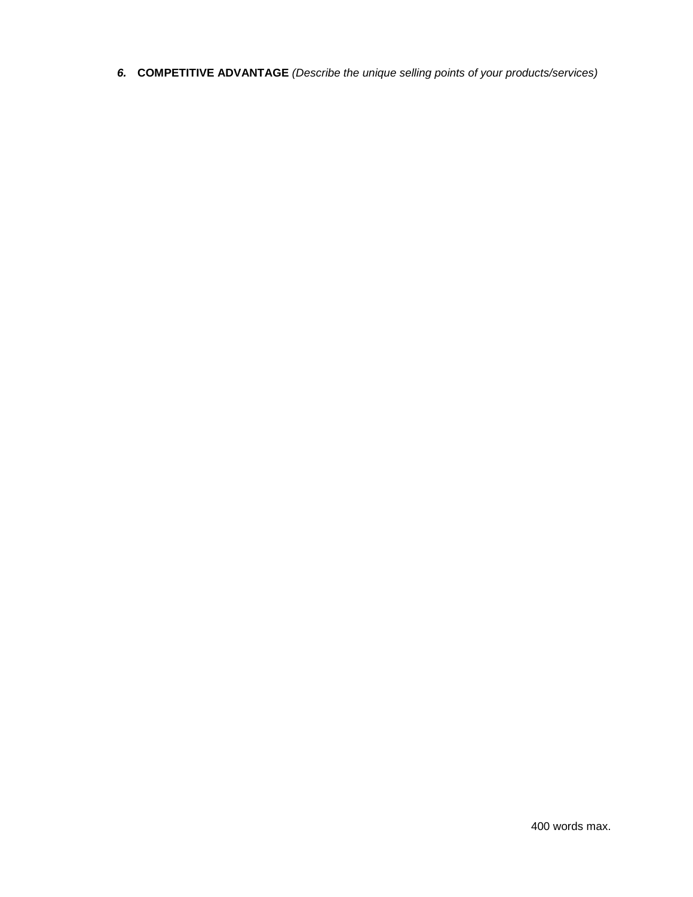***6.*** **COMPETITIVE ADVANTAGE** *(Describe the unique selling points of your products/services)*

400 words max.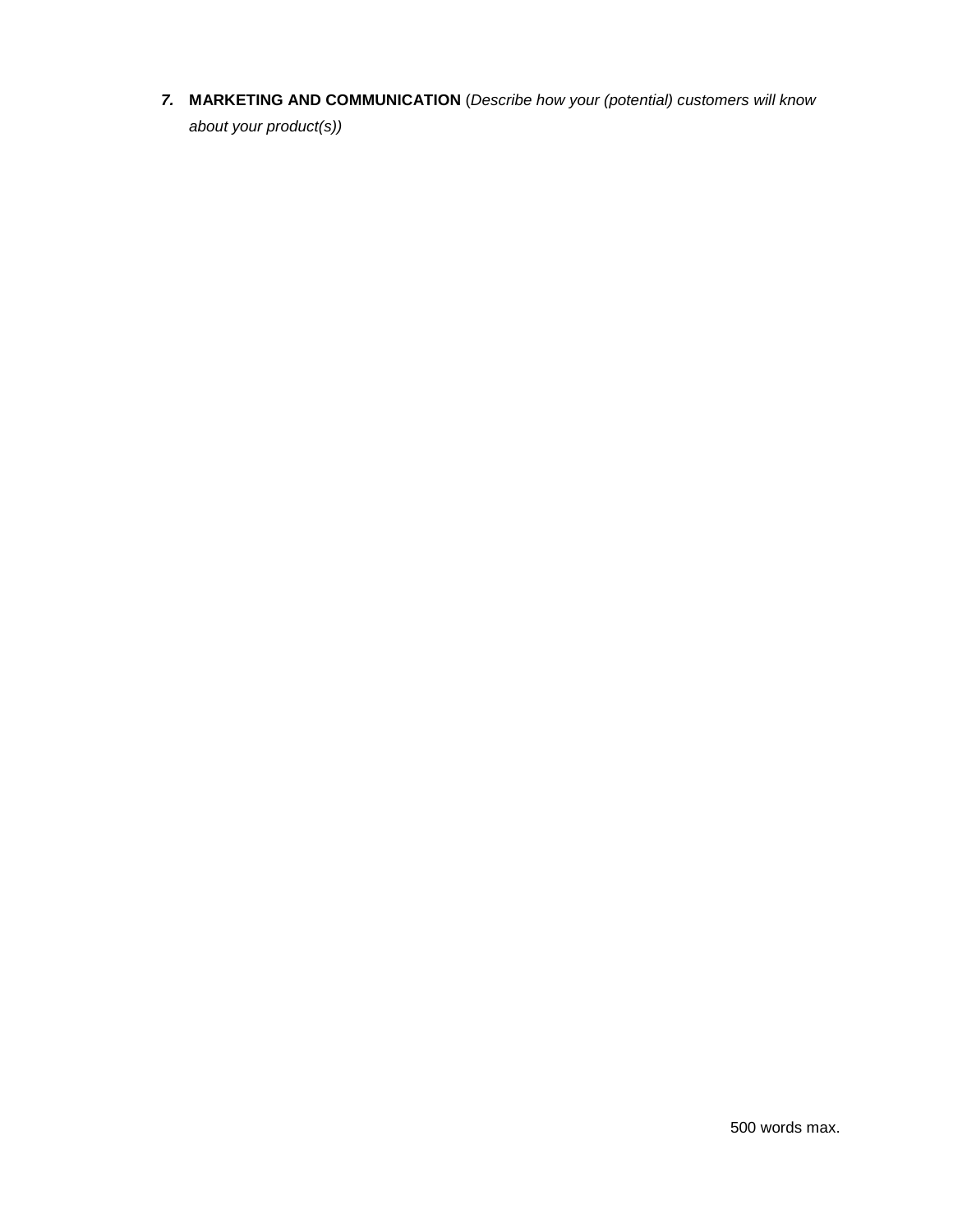7. **MARKETING AND COMMUNICATION** (*Describe how your (potential) customers will know about your product(s))*

500 words max.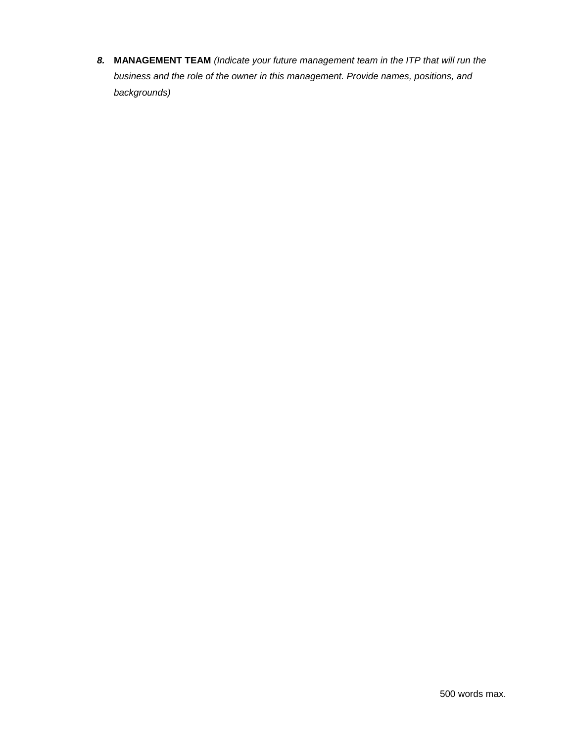***8.*** **MANAGEMENT TEAM** *(Indicate your future management team in the ITP that will run the business and the role of the owner in this management. Provide names, positions, and backgrounds)*

500 words max.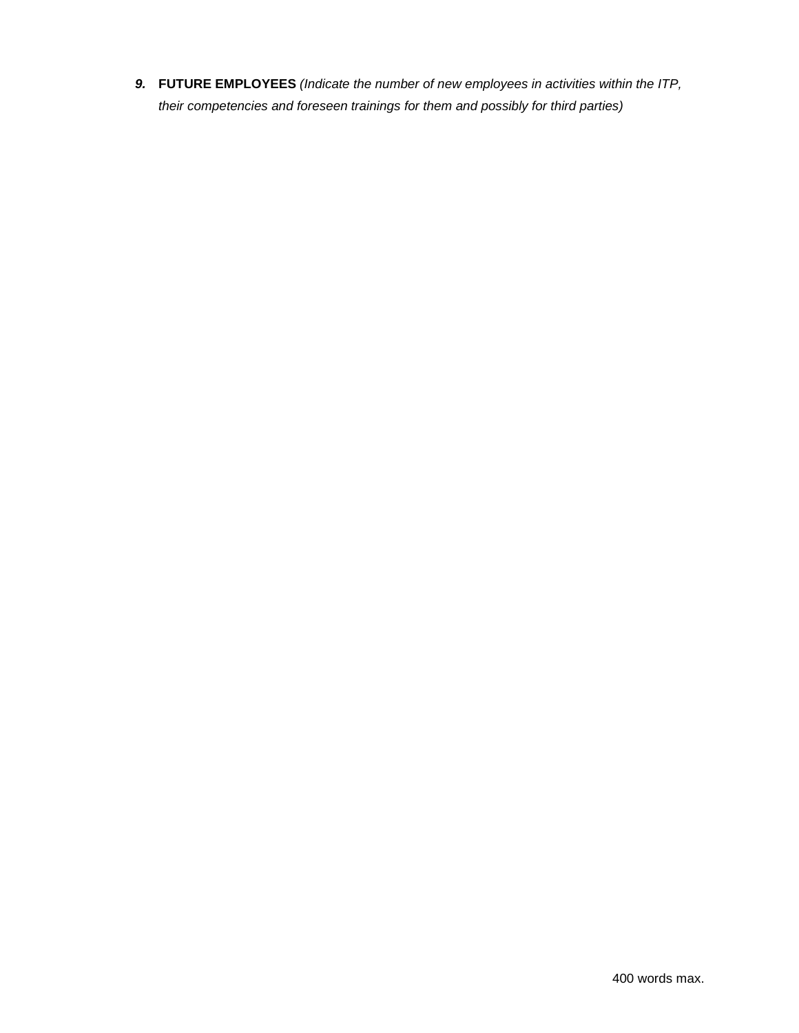***9.*** **FUTURE EMPLOYEES** *(Indicate the number of new employees in activities within the ITP, their competencies and foreseen trainings for them and possibly for third parties)*

400 words max.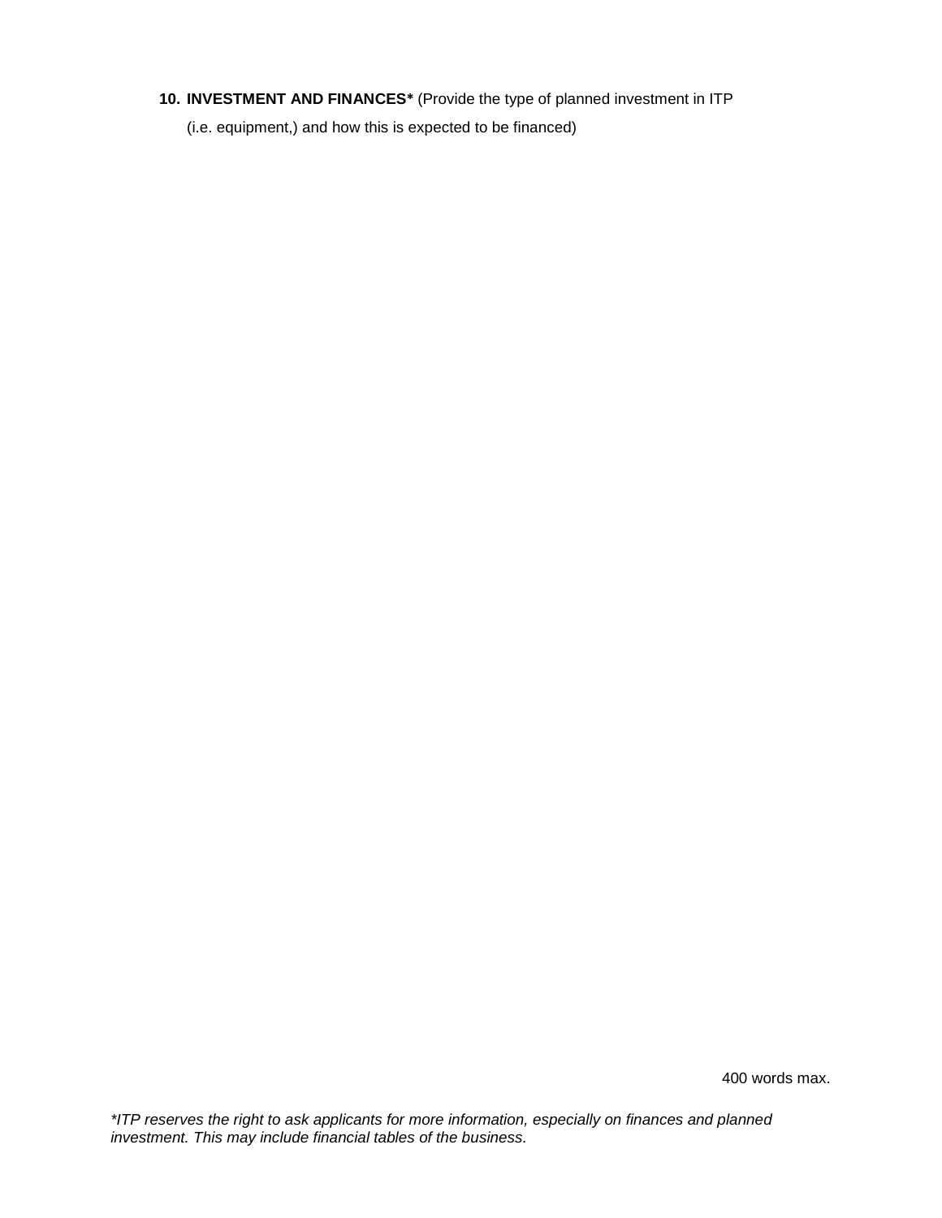**10. INVESTMENT AND FINANCES*** (Provide the type of planned investment in ITP (i.e. equipment,) and how this is expected to be financed)

400 words max.

*\*ITP reserves the right to ask applicants for more information, especially on finances and planned investment. This may include financial tables of the business.*